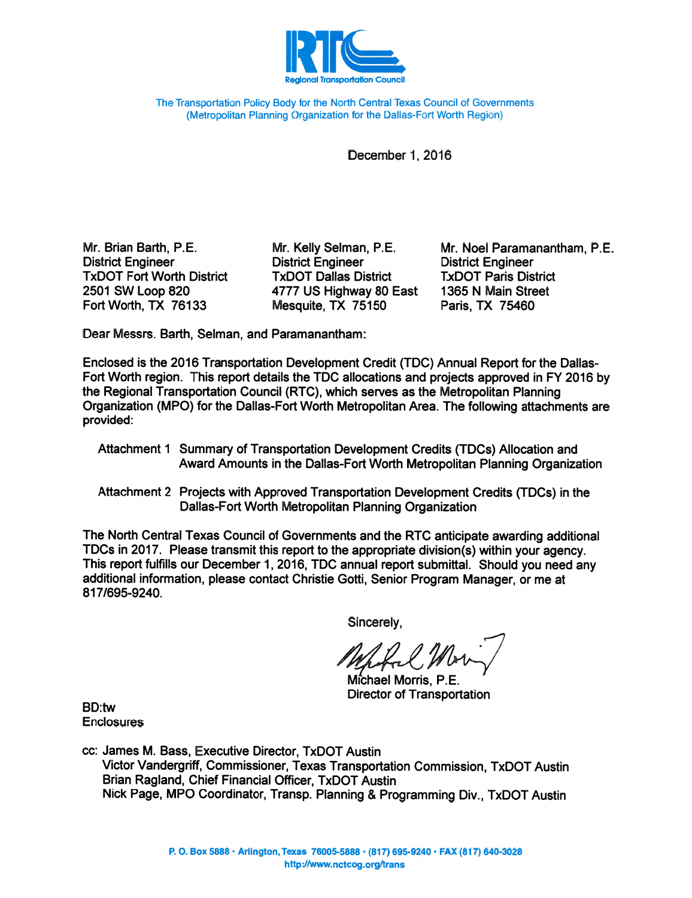RTC

Regional Transportation Council

The Transportation Policy Body for the North Central Texas Council of Governments
(Metropolitan Planning Organization for the Dallas-Fort Worth Region)

December 1, 2016

Mr. Brian Barth, P.E.
District Engineer
TxDOT Fort Worth District
2501 SW Loop 820
Fort Worth, TX 76133

Mr. Kelly Selman, P.E.
District Engineer
TxDOT Dallas District
4777 US Highway 80 East
Mesquite, TX 75150

Mr. Noel Paramanantham, P.E.
District Engineer
TxDOT Paris District
1365 N Main Street
Paris, TX 75460

Dear Messrs. Barth, Selman, and Paramanantham:

Enclosed is the 2016 Transportation Development Credit (TDC) Annual Report for the Dallas-Fort Worth region. This report details the TDC allocations and projects approved in FY 2016 by the Regional Transportation Council (RTC), which serves as the Metropolitan Planning Organization (MPO) for the Dallas-Fort Worth Metropolitan Area. The following attachments are provided:

Attachment 1 Summary of Transportation Development Credits (TDCs) Allocation and Award Amounts in the Dallas-Fort Worth Metropolitan Planning Organization

Attachment 2 Projects with Approved Transportation Development Credits (TDCs) in the Dallas-Fort Worth Metropolitan Planning Organization

The North Central Texas Council of Governments and the RTC anticipate awarding additional TDCs in 2017. Please transmit this report to the appropriate division(s) within your agency. This report fulfills our December 1, 2016, TDC annual report submittal. Should you need any additional information, please contact Christie Gotti, Senior Program Manager, or me at 817/695-9240.

Sincerely,

Michael Morris, P.E.
Director of Transportation

BD:tw
Enclosures

cc: James M. Bass, Executive Director, TxDOT Austin
Victor Vandergriff, Commissioner, Texas Transportation Commission, TxDOT Austin
Brian Ragland, Chief Financial Officer, TxDOT Austin
Nick Page, MPO Coordinator, Transp. Planning & Programming Div., TxDOT Austin

P. O. Box 5888 • Arlington, Texas 76005-5888 • (817) 695-9240 • FAX (817) 640-3028
http://www.nctcog.org/trans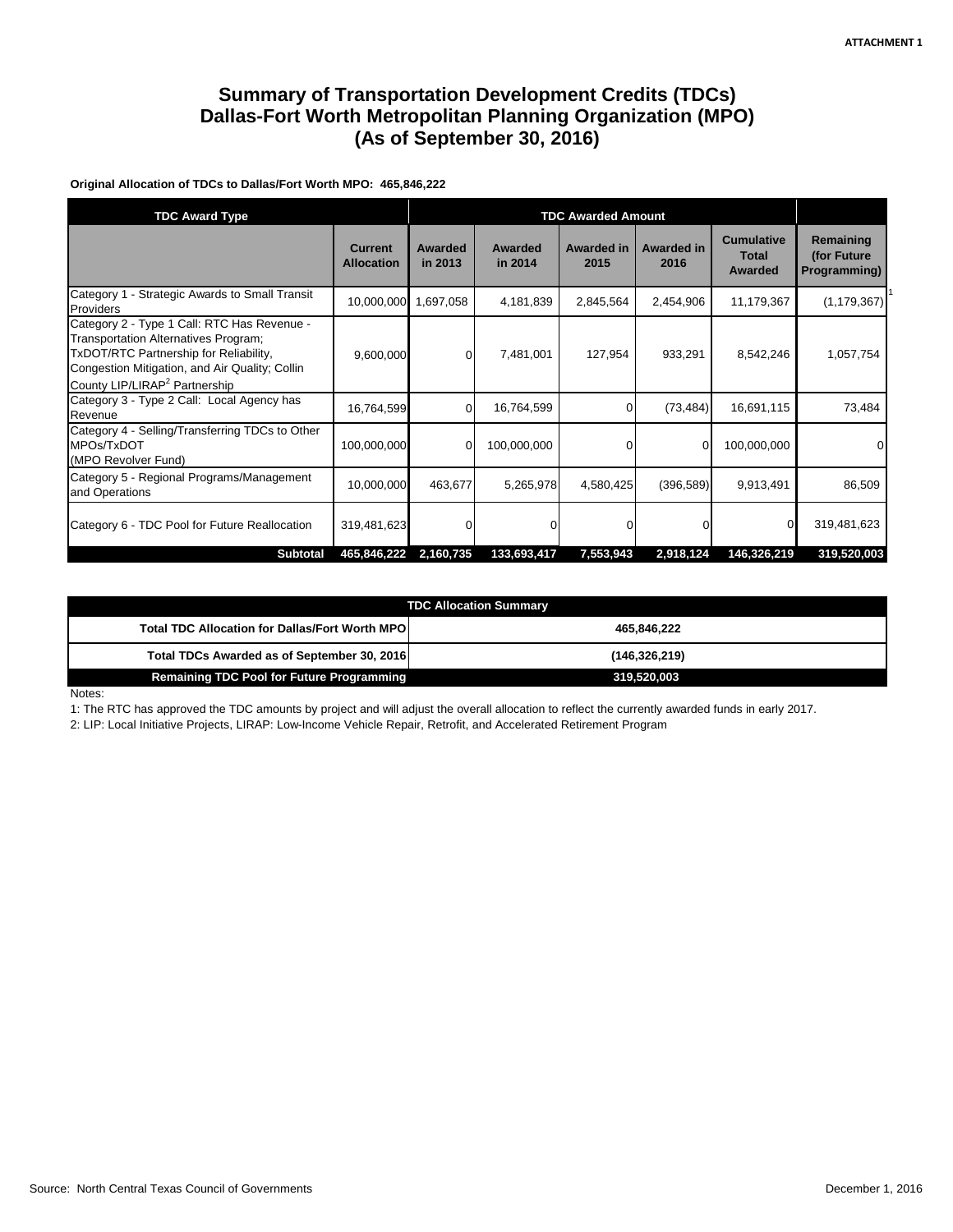ATTACHMENT 1

# Summary of Transportation Development Credits (TDCs)
# Dallas-Fort Worth Metropolitan Planning Organization (MPO)
# (As of September 30, 2016)

**Original Allocation of TDCs to Dallas/Fort Worth MPO: 465,846,222**

| TDC Award Type | | TDC Awarded Amount | | | | | |
|---|---|---|---|---|---|---|---|
| | **Current Allocation** | **Awarded in 2013** | **Awarded in 2014** | **Awarded in 2015** | **Awarded in 2016** | **Cumulative Total Awarded** | **Remaining (for Future Programming)** |
| Category 1 - Strategic Awards to Small Transit Providers | 10,000,000 | 1,697,058 | 4,181,839 | 2,845,564 | 2,454,906 | 11,179,367 | (1,179,367) [1] |
| Category 2 - Type 1 Call: RTC Has Revenue - Transportation Alternatives Program; TxDOT/RTC Partnership for Reliability, Congestion Mitigation, and Air Quality; Collin County LIP/LIRAP[2] Partnership | 9,600,000 | 0 | 7,481,001 | 127,954 | 933,291 | 8,542,246 | 1,057,754 |
| Category 3 - Type 2 Call: Local Agency has Revenue | 16,764,599 | 0 | 16,764,599 | 0 | (73,484) | 16,691,115 | 73,484 |
| Category 4 - Selling/Transferring TDCs to Other MPOs/TxDOT (MPO Revolver Fund) | 100,000,000 | 0 | 100,000,000 | 0 | 0 | 100,000,000 | 0 |
| Category 5 - Regional Programs/Management and Operations | 10,000,000 | 463,677 | 5,265,978 | 4,580,425 | (396,589) | 9,913,491 | 86,509 |
| Category 6 - TDC Pool for Future Reallocation | 319,481,623 | 0 | 0 | 0 | 0 | 0 | 319,481,623 |
| **Subtotal** | **465,846,222** | **2,160,735** | **133,693,417** | **7,553,943** | **2,918,124** | **146,326,219** | **319,520,003** |

| TDC Allocation Summary | |
|---|---|
| **Total TDC Allocation for Dallas/Fort Worth MPO** | **465,846,222** |
| **Total TDCs Awarded as of September 30, 2016** | **(146,326,219)** |
| **Remaining TDC Pool for Future Programming** | **319,520,003** |

Notes:

1: The RTC has approved the TDC amounts by project and will adjust the overall allocation to reflect the currently awarded funds in early 2017.

2: LIP: Local Initiative Projects, LIRAP: Low-Income Vehicle Repair, Retrofit, and Accelerated Retirement Program

Source: North Central Texas Council of Governments

December 1, 2016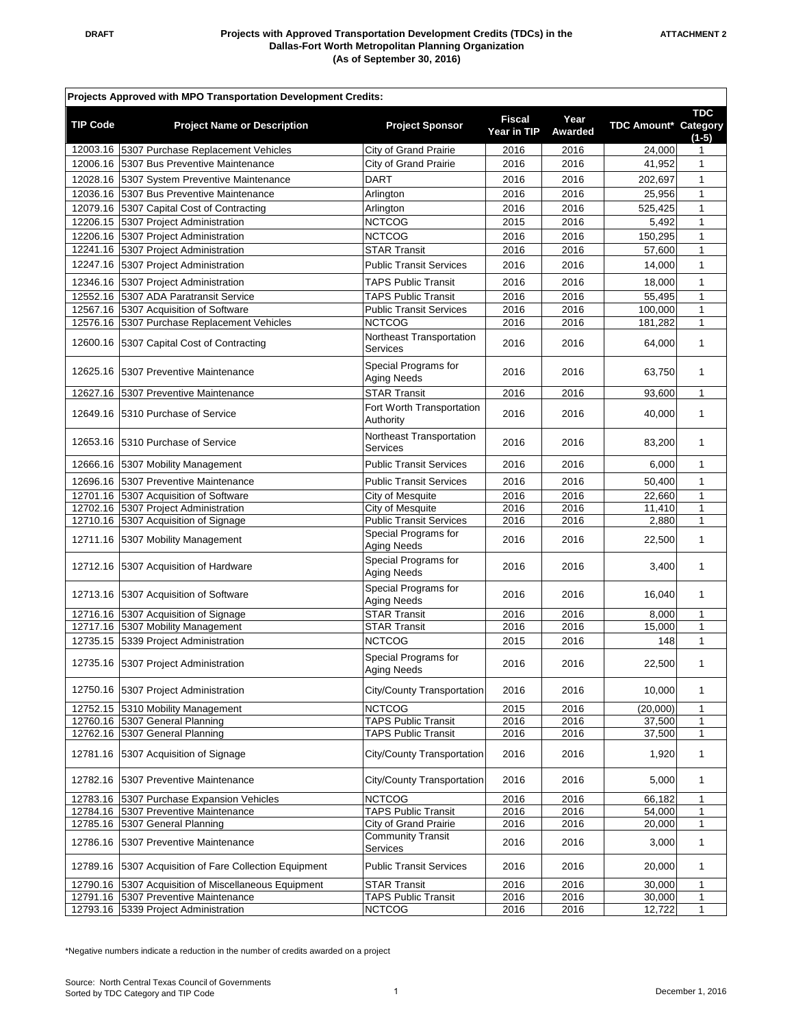DRAFT

**Projects with Approved Transportation Development Credits (TDCs) in the Dallas-Fort Worth Metropolitan Planning Organization (As of September 30, 2016)**

ATTACHMENT 2

**Projects Approved with MPO Transportation Development Credits:**

| TIP Code | Project Name or Description | Project Sponsor | Fiscal Year in TIP | Year Awarded | TDC Amount* | TDC Category (1-5) |
|---|---|---|---|---|---|---|
| 12003.16 | 5307 Purchase Replacement Vehicles | City of Grand Prairie | 2016 | 2016 | 24,000 | 1 |
| 12006.16 | 5307 Bus Preventive Maintenance | City of Grand Prairie | 2016 | 2016 | 41,952 | 1 |
| 12028.16 | 5307 System Preventive Maintenance | DART | 2016 | 2016 | 202,697 | 1 |
| 12036.16 | 5307 Bus Preventive Maintenance | Arlington | 2016 | 2016 | 25,956 | 1 |
| 12079.16 | 5307 Capital Cost of Contracting | Arlington | 2016 | 2016 | 525,425 | 1 |
| 12206.15 | 5307 Project Administration | NCTCOG | 2015 | 2016 | 5,492 | 1 |
| 12206.16 | 5307 Project Administration | NCTCOG | 2016 | 2016 | 150,295 | 1 |
| 12241.16 | 5307 Project Administration | STAR Transit | 2016 | 2016 | 57,600 | 1 |
| 12247.16 | 5307 Project Administration | Public Transit Services | 2016 | 2016 | 14,000 | 1 |
| 12346.16 | 5307 Project Administration | TAPS Public Transit | 2016 | 2016 | 18,000 | 1 |
| 12552.16 | 5307 ADA Paratransit Service | TAPS Public Transit | 2016 | 2016 | 55,495 | 1 |
| 12567.16 | 5307 Acquisition of Software | Public Transit Services | 2016 | 2016 | 100,000 | 1 |
| 12576.16 | 5307 Purchase Replacement Vehicles | NCTCOG | 2016 | 2016 | 181,282 | 1 |
| 12600.16 | 5307 Capital Cost of Contracting | Northeast Transportation Services | 2016 | 2016 | 64,000 | 1 |
| 12625.16 | 5307 Preventive Maintenance | Special Programs for Aging Needs | 2016 | 2016 | 63,750 | 1 |
| 12627.16 | 5307 Preventive Maintenance | STAR Transit | 2016 | 2016 | 93,600 | 1 |
| 12649.16 | 5310 Purchase of Service | Fort Worth Transportation Authority | 2016 | 2016 | 40,000 | 1 |
| 12653.16 | 5310 Purchase of Service | Northeast Transportation Services | 2016 | 2016 | 83,200 | 1 |
| 12666.16 | 5307 Mobility Management | Public Transit Services | 2016 | 2016 | 6,000 | 1 |
| 12696.16 | 5307 Preventive Maintenance | Public Transit Services | 2016 | 2016 | 50,400 | 1 |
| 12701.16 | 5307 Acquisition of Software | City of Mesquite | 2016 | 2016 | 22,660 | 1 |
| 12702.16 | 5307 Project Administration | City of Mesquite | 2016 | 2016 | 11,410 | 1 |
| 12710.16 | 5307 Acquisition of Signage | Public Transit Services | 2016 | 2016 | 2,880 | 1 |
| 12711.16 | 5307 Mobility Management | Special Programs for Aging Needs | 2016 | 2016 | 22,500 | 1 |
| 12712.16 | 5307 Acquisition of Hardware | Special Programs for Aging Needs | 2016 | 2016 | 3,400 | 1 |
| 12713.16 | 5307 Acquisition of Software | Special Programs for Aging Needs | 2016 | 2016 | 16,040 | 1 |
| 12716.16 | 5307 Acquisition of Signage | STAR Transit | 2016 | 2016 | 8,000 | 1 |
| 12717.16 | 5307 Mobility Management | STAR Transit | 2016 | 2016 | 15,000 | 1 |
| 12735.15 | 5339 Project Administration | NCTCOG | 2015 | 2016 | 148 | 1 |
| 12735.16 | 5307 Project Administration | Special Programs for Aging Needs | 2016 | 2016 | 22,500 | 1 |
| 12750.16 | 5307 Project Administration | City/County Transportation | 2016 | 2016 | 10,000 | 1 |
| 12752.15 | 5310 Mobility Management | NCTCOG | 2015 | 2016 | (20,000) | 1 |
| 12760.16 | 5307 General Planning | TAPS Public Transit | 2016 | 2016 | 37,500 | 1 |
| 12762.16 | 5307 General Planning | TAPS Public Transit | 2016 | 2016 | 37,500 | 1 |
| 12781.16 | 5307 Acquisition of Signage | City/County Transportation | 2016 | 2016 | 1,920 | 1 |
| 12782.16 | 5307 Preventive Maintenance | City/County Transportation | 2016 | 2016 | 5,000 | 1 |
| 12783.16 | 5307 Purchase Expansion Vehicles | NCTCOG | 2016 | 2016 | 66,182 | 1 |
| 12784.16 | 5307 Preventive Maintenance | TAPS Public Transit | 2016 | 2016 | 54,000 | 1 |
| 12785.16 | 5307 General Planning | City of Grand Prairie | 2016 | 2016 | 20,000 | 1 |
| 12786.16 | 5307 Preventive Maintenance | Community Transit Services | 2016 | 2016 | 3,000 | 1 |
| 12789.16 | 5307 Acquisition of Fare Collection Equipment | Public Transit Services | 2016 | 2016 | 20,000 | 1 |
| 12790.16 | 5307 Acquisition of Miscellaneous Equipment | STAR Transit | 2016 | 2016 | 30,000 | 1 |
| 12791.16 | 5307 Preventive Maintenance | TAPS Public Transit | 2016 | 2016 | 30,000 | 1 |
| 12793.16 | 5339 Project Administration | NCTCOG | 2016 | 2016 | 12,722 | 1 |

*Negative numbers indicate a reduction in the number of credits awarded on a project

Source: North Central Texas Council of Governments
Sorted by TDC Category and TIP Code

December 1, 2016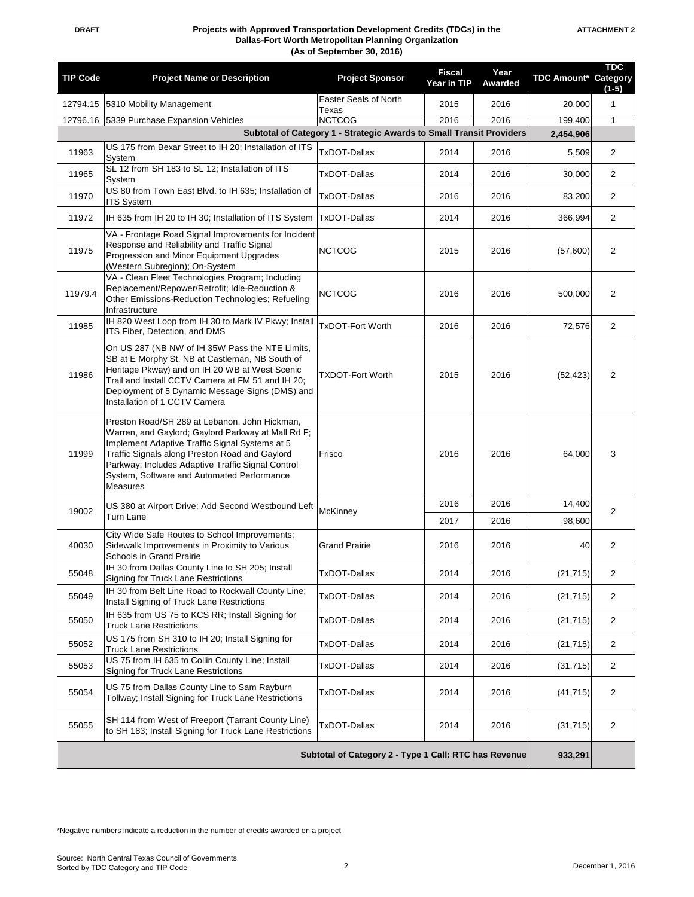**DRAFT**

**ATTACHMENT 2**

**Projects with Approved Transportation Development Credits (TDCs) in the Dallas-Fort Worth Metropolitan Planning Organization (As of September 30, 2016)**

| TIP Code | Project Name or Description | Project Sponsor | Fiscal Year in TIP | Year Awarded | TDC Amount* | TDC Category (1-5) |
|---|---|---|---|---|---|---|
| 12794.15 | 5310 Mobility Management | Easter Seals of North Texas | 2015 | 2016 | 20,000 | 1 |
| 12796.16 | 5339 Purchase Expansion Vehicles | NCTCOG | 2016 | 2016 | 199,400 | 1 |
| | **Subtotal of Category 1 - Strategic Awards to Small Transit Providers** | | | | **2,454,906** | |
| 11963 | US 175 from Bexar Street to IH 20; Installation of ITS System | TxDOT-Dallas | 2014 | 2016 | 5,509 | 2 |
| 11965 | SL 12 from SH 183 to SL 12; Installation of ITS System | TxDOT-Dallas | 2014 | 2016 | 30,000 | 2 |
| 11970 | US 80 from Town East Blvd. to IH 635; Installation of ITS System | TxDOT-Dallas | 2016 | 2016 | 83,200 | 2 |
| 11972 | IH 635 from IH 20 to IH 30; Installation of ITS System | TxDOT-Dallas | 2014 | 2016 | 366,994 | 2 |
| 11975 | VA - Frontage Road Signal Improvements for Incident Response and Reliability and Traffic Signal Progression and Minor Equipment Upgrades (Western Subregion); On-System | NCTCOG | 2015 | 2016 | (57,600) | 2 |
| 11979.4 | VA - Clean Fleet Technologies Program; Including Replacement/Repower/Retrofit; Idle-Reduction & Other Emissions-Reduction Technologies; Refueling Infrastructure | NCTCOG | 2016 | 2016 | 500,000 | 2 |
| 11985 | IH 820 West Loop from IH 30 to Mark IV Pkwy; Install ITS Fiber, Detection, and DMS | TxDOT-Fort Worth | 2016 | 2016 | 72,576 | 2 |
| 11986 | On US 287 (NB NW of IH 35W Pass the NTE Limits, SB at E Morphy St, NB at Castleman, NB South of Heritage Pkway) and on IH 20 WB at West Scenic Trail and Install CCTV Camera at FM 51 and IH 20; Deployment of 5 Dynamic Message Signs (DMS) and Installation of 1 CCTV Camera | TXDOT-Fort Worth | 2015 | 2016 | (52,423) | 2 |
| 11999 | Preston Road/SH 289 at Lebanon, John Hickman, Warren, and Gaylord; Gaylord Parkway at Mall Rd F; Implement Adaptive Traffic Signal Systems at 5 Traffic Signals along Preston Road and Gaylord Parkway; Includes Adaptive Traffic Signal Control System, Software and Automated Performance Measures | Frisco | 2016 | 2016 | 64,000 | 3 |
| 19002 | US 380 at Airport Drive; Add Second Westbound Left Turn Lane | McKinney | 2016 | 2016 | 14,400 | 2 |
| | | | 2017 | 2016 | 98,600 | |
| 40030 | City Wide Safe Routes to School Improvements; Sidewalk Improvements in Proximity to Various Schools in Grand Prairie | Grand Prairie | 2016 | 2016 | 40 | 2 |
| 55048 | IH 30 from Dallas County Line to SH 205; Install Signing for Truck Lane Restrictions | TxDOT-Dallas | 2014 | 2016 | (21,715) | 2 |
| 55049 | IH 30 from Belt Line Road to Rockwall County Line; Install Signing of Truck Lane Restrictions | TxDOT-Dallas | 2014 | 2016 | (21,715) | 2 |
| 55050 | IH 635 from US 75 to KCS RR; Install Signing for Truck Lane Restrictions | TxDOT-Dallas | 2014 | 2016 | (21,715) | 2 |
| 55052 | US 175 from SH 310 to IH 20; Install Signing for Truck Lane Restrictions | TxDOT-Dallas | 2014 | 2016 | (21,715) | 2 |
| 55053 | US 75 from IH 635 to Collin County Line; Install Signing for Truck Lane Restrictions | TxDOT-Dallas | 2014 | 2016 | (31,715) | 2 |
| 55054 | US 75 from Dallas County Line to Sam Rayburn Tollway; Install Signing for Truck Lane Restrictions | TxDOT-Dallas | 2014 | 2016 | (41,715) | 2 |
| 55055 | SH 114 from West of Freeport (Tarrant County Line) to SH 183; Install Signing for Truck Lane Restrictions | TxDOT-Dallas | 2014 | 2016 | (31,715) | 2 |
| | **Subtotal of Category 2 - Type 1 Call: RTC has Revenue** | | | | **933,291** | |

*Negative numbers indicate a reduction in the number of credits awarded on a project

Source: North Central Texas Council of Governments
Sorted by TDC Category and TIP Code

December 1, 2016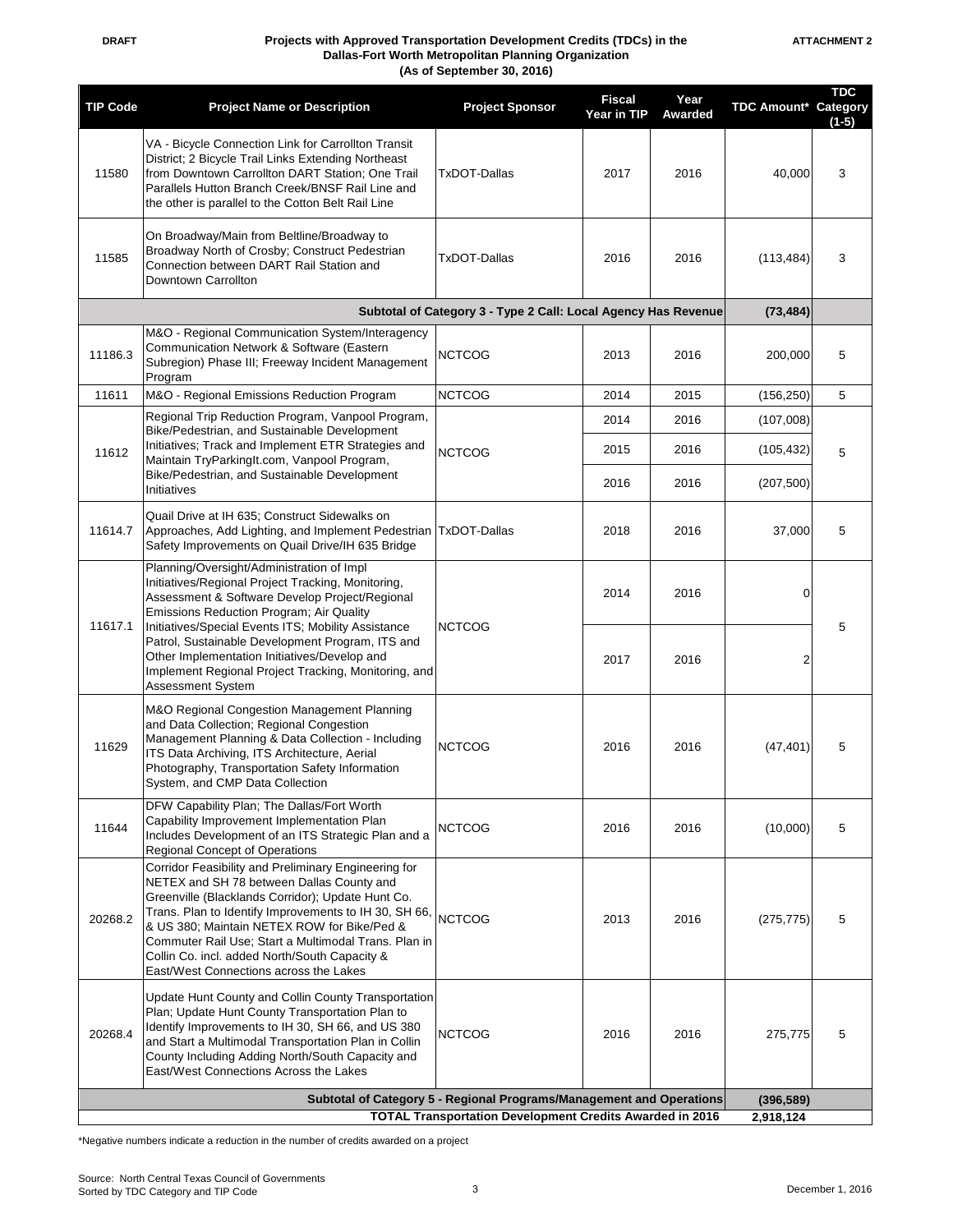DRAFT

**Projects with Approved Transportation Development Credits (TDCs) in the Dallas-Fort Worth Metropolitan Planning Organization (As of September 30, 2016)**

ATTACHMENT 2

| TIP Code | Project Name or Description | Project Sponsor | Fiscal Year in TIP | Year Awarded | TDC Amount* | TDC Category (1-5) |
|---|---|---|---|---|---|---|
| 11580 | VA - Bicycle Connection Link for Carrollton Transit District; 2 Bicycle Trail Links Extending Northeast from Downtown Carrollton DART Station; One Trail Parallels Hutton Branch Creek/BNSF Rail Line and the other is parallel to the Cotton Belt Rail Line | TxDOT-Dallas | 2017 | 2016 | 40,000 | 3 |
| 11585 | On Broadway/Main from Beltline/Broadway to Broadway North of Crosby; Construct Pedestrian Connection between DART Rail Station and Downtown Carrollton | TxDOT-Dallas | 2016 | 2016 | (113,484) | 3 |
| | Subtotal of Category 3 - Type 2 Call: Local Agency Has Revenue | | | | (73,484) | |
| 11186.3 | M&O - Regional Communication System/Interagency Communication Network & Software (Eastern Subregion) Phase III; Freeway Incident Management Program | NCTCOG | 2013 | 2016 | 200,000 | 5 |
| 11611 | M&O - Regional Emissions Reduction Program | NCTCOG | 2014 | 2015 | (156,250) | 5 |
| 11612 | Regional Trip Reduction Program, Vanpool Program, Bike/Pedestrian, and Sustainable Development Initiatives; Track and Implement ETR Strategies and Maintain TryParkingIt.com, Vanpool Program, Bike/Pedestrian, and Sustainable Development Initiatives | NCTCOG | 2014 | 2016 | (107,008) | 5 |
| | | | 2015 | 2016 | (105,432) | |
| | | | 2016 | 2016 | (207,500) | |
| 11614.7 | Quail Drive at IH 635; Construct Sidewalks on Approaches, Add Lighting, and Implement Pedestrian Safety Improvements on Quail Drive/IH 635 Bridge | TxDOT-Dallas | 2018 | 2016 | 37,000 | 5 |
| 11617.1 | Planning/Oversight/Administration of Impl Initiatives/Regional Project Tracking, Monitoring, Assessment & Software Develop Project/Regional Emissions Reduction Program; Air Quality Initiatives/Special Events ITS; Mobility Assistance Patrol, Sustainable Development Program, ITS and Other Implementation Initiatives/Develop and Implement Regional Project Tracking, Monitoring, and Assessment System | NCTCOG | 2014 | 2016 | 0 | 5 |
| | | | 2017 | 2016 | 2 | |
| 11629 | M&O Regional Congestion Management Planning and Data Collection; Regional Congestion Management Planning & Data Collection - Including ITS Data Archiving, ITS Architecture, Aerial Photography, Transportation Safety Information System, and CMP Data Collection | NCTCOG | 2016 | 2016 | (47,401) | 5 |
| 11644 | DFW Capability Plan; The Dallas/Fort Worth Capability Improvement Implementation Plan Includes Development of an ITS Strategic Plan and a Regional Concept of Operations | NCTCOG | 2016 | 2016 | (10,000) | 5 |
| 20268.2 | Corridor Feasibility and Preliminary Engineering for NETEX and SH 78 between Dallas County and Greenville (Blacklands Corridor); Update Hunt Co. Trans. Plan to Identify Improvements to IH 30, SH 66, & US 380; Maintain NETEX ROW for Bike/Ped & Commuter Rail Use; Start a Multimodal Trans. Plan in Collin Co. incl. added North/South Capacity & East/West Connections across the Lakes | NCTCOG | 2013 | 2016 | (275,775) | 5 |
| 20268.4 | Update Hunt County and Collin County Transportation Plan; Update Hunt County Transportation Plan to Identify Improvements to IH 30, SH 66, and US 380 and Start a Multimodal Transportation Plan in Collin County Including Adding North/South Capacity and East/West Connections Across the Lakes | NCTCOG | 2016 | 2016 | 275,775 | 5 |
| | Subtotal of Category 5 - Regional Programs/Management and Operations | | | | (396,589) | |
| | TOTAL Transportation Development Credits Awarded in 2016 | | | | 2,918,124 | |

\*Negative numbers indicate a reduction in the number of credits awarded on a project

Source: North Central Texas Council of Governments
Sorted by TDC Category and TIP Code

December 1, 2016